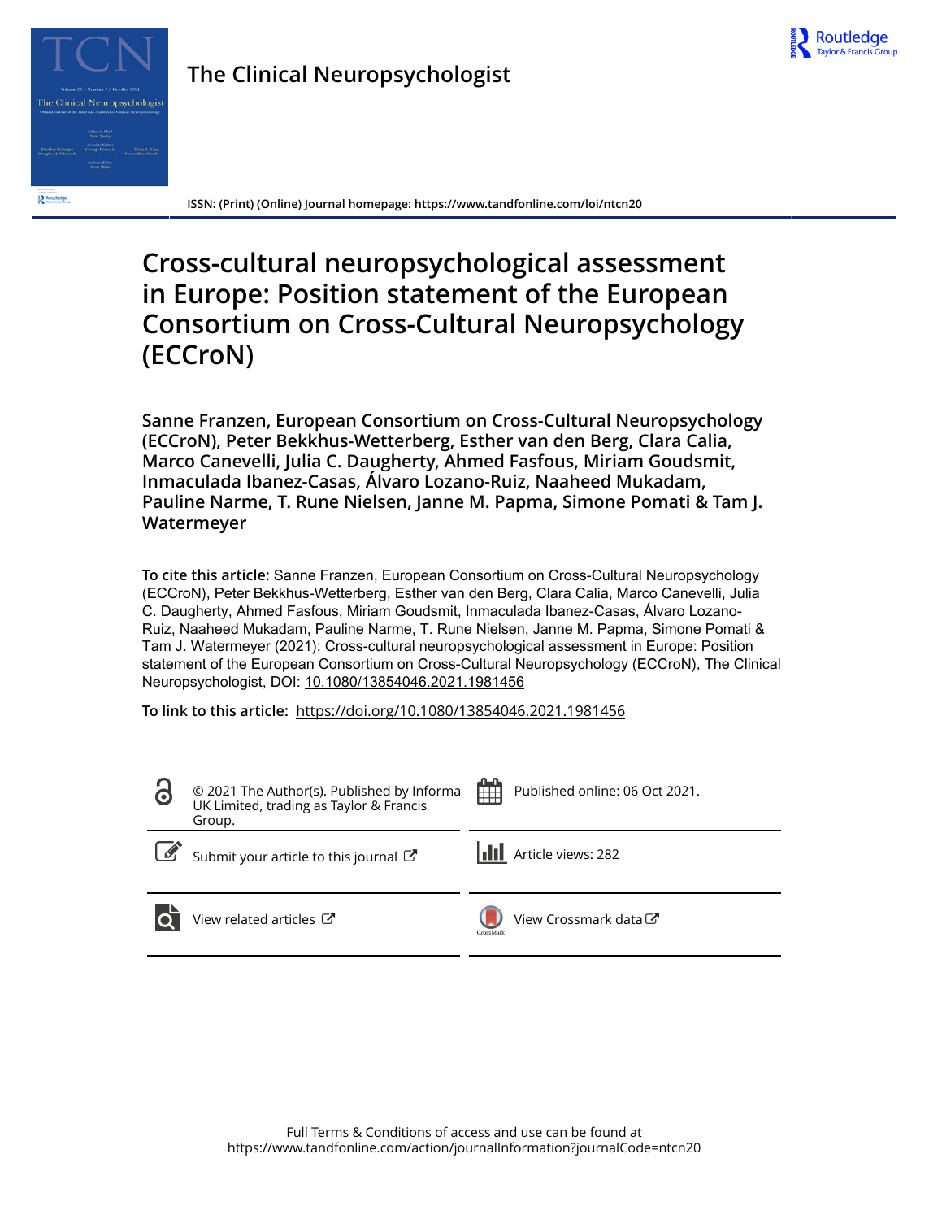# The Clinical Neuropsychologist

ISSN: (Print) (Online) Journal homepage: https://www.tandfonline.com/loi/ntcn20

# Cross-cultural neuropsychological assessment in Europe: Position statement of the European Consortium on Cross-Cultural Neuropsychology (ECCroN)

**Sanne Franzen, European Consortium on Cross-Cultural Neuropsychology (ECCroN), Peter Bekkhus-Wetterberg, Esther van den Berg, Clara Calia, Marco Canevelli, Julia C. Daugherty, Ahmed Fasfous, Miriam Goudsmit, Inmaculada Ibanez-Casas, Álvaro Lozano-Ruiz, Naaheed Mukadam, Pauline Narme, T. Rune Nielsen, Janne M. Papma, Simone Pomati & Tam J. Watermeyer**

**To cite this article:** Sanne Franzen, European Consortium on Cross-Cultural Neuropsychology (ECCroN), Peter Bekkhus-Wetterberg, Esther van den Berg, Clara Calia, Marco Canevelli, Julia C. Daugherty, Ahmed Fasfous, Miriam Goudsmit, Inmaculada Ibanez-Casas, Álvaro Lozano-Ruiz, Naaheed Mukadam, Pauline Narme, T. Rune Nielsen, Janne M. Papma, Simone Pomati & Tam J. Watermeyer (2021): Cross-cultural neuropsychological assessment in Europe: Position statement of the European Consortium on Cross-Cultural Neuropsychology (ECCroN), The Clinical Neuropsychologist, DOI: 10.1080/13854046.2021.1981456

**To link to this article:** https://doi.org/10.1080/13854046.2021.1981456

© 2021 The Author(s). Published by Informa UK Limited, trading as Taylor & Francis Group.

Published online: 06 Oct 2021.

Submit your article to this journal

Article views: 282

View related articles

View Crossmark data

Full Terms & Conditions of access and use can be found at https://www.tandfonline.com/action/journalInformation?journalCode=ntcn20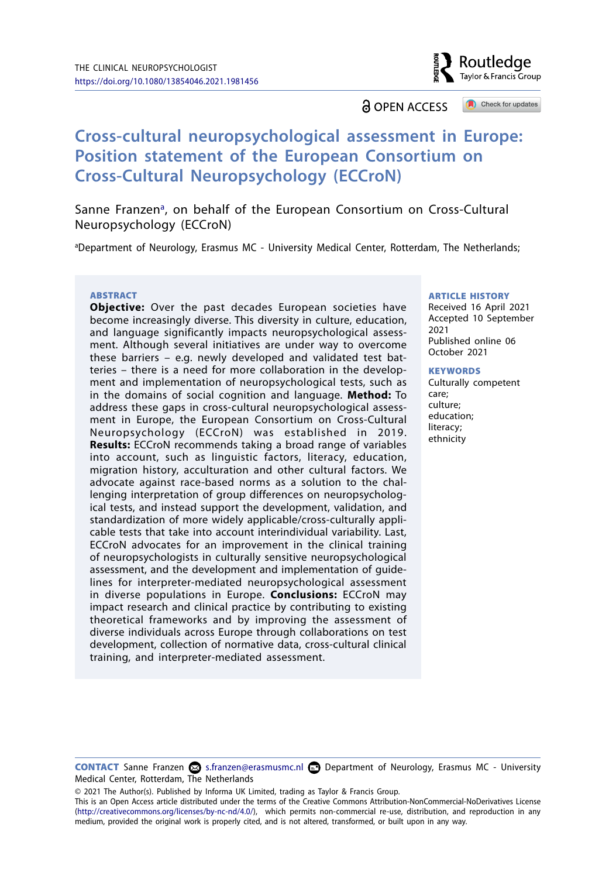# Cross-cultural neuropsychological assessment in Europe: Position statement of the European Consortium on Cross-Cultural Neuropsychology (ECCroN)

Sanne Franzen[a], on behalf of the European Consortium on Cross-Cultural Neuropsychology (ECCroN)

[a]Department of Neurology, Erasmus MC - University Medical Center, Rotterdam, The Netherlands;

## ABSTRACT

**Objective:** Over the past decades European societies have become increasingly diverse. This diversity in culture, education, and language significantly impacts neuropsychological assessment. Although several initiatives are under way to overcome these barriers – e.g. newly developed and validated test batteries – there is a need for more collaboration in the development and implementation of neuropsychological tests, such as in the domains of social cognition and language. **Method:** To address these gaps in cross-cultural neuropsychological assessment in Europe, the European Consortium on Cross-Cultural Neuropsychology (ECCroN) was established in 2019. **Results:** ECCroN recommends taking a broad range of variables into account, such as linguistic factors, literacy, education, migration history, acculturation and other cultural factors. We advocate against race-based norms as a solution to the challenging interpretation of group differences on neuropsychological tests, and instead support the development, validation, and standardization of more widely applicable/cross-culturally applicable tests that take into account interindividual variability. Last, ECCroN advocates for an improvement in the clinical training of neuropsychologists in culturally sensitive neuropsychological assessment, and the development and implementation of guidelines for interpreter-mediated neuropsychological assessment in diverse populations in Europe. **Conclusions:** ECCroN may impact research and clinical practice by contributing to existing theoretical frameworks and by improving the assessment of diverse individuals across Europe through collaborations on test development, collection of normative data, cross-cultural clinical training, and interpreter-mediated assessment.

## ARTICLE HISTORY

Received 16 April 2021
Accepted 10 September 2021
Published online 06 October 2021

## KEYWORDS

Culturally competent care; culture; education; literacy; ethnicity

**CONTACT** Sanne Franzen s.franzen@erasmusmc.nl Department of Neurology, Erasmus MC - University Medical Center, Rotterdam, The Netherlands

© 2021 The Author(s). Published by Informa UK Limited, trading as Taylor & Francis Group.
This is an Open Access article distributed under the terms of the Creative Commons Attribution-NonCommercial-NoDerivatives License (http://creativecommons.org/licenses/by-nc-nd/4.0/), which permits non-commercial re-use, distribution, and reproduction in any medium, provided the original work is properly cited, and is not altered, transformed, or built upon in any way.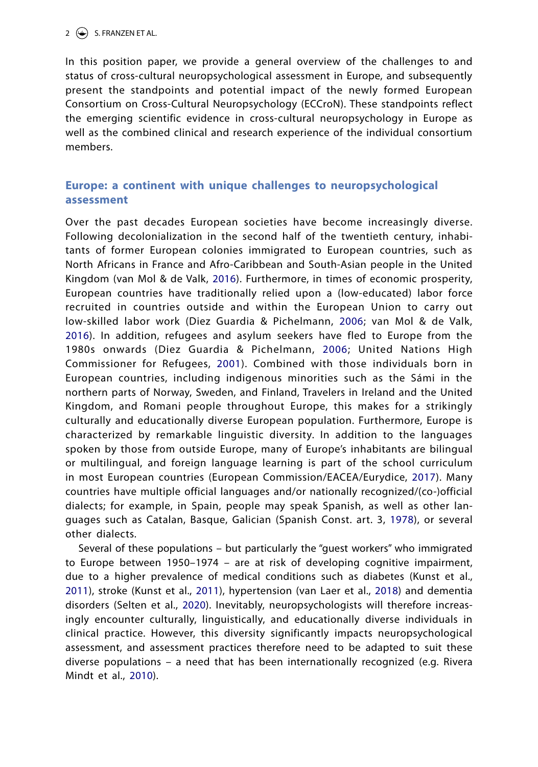In this position paper, we provide a general overview of the challenges to and status of cross-cultural neuropsychological assessment in Europe, and subsequently present the standpoints and potential impact of the newly formed European Consortium on Cross-Cultural Neuropsychology (ECCroN). These standpoints reflect the emerging scientific evidence in cross-cultural neuropsychology in Europe as well as the combined clinical and research experience of the individual consortium members.

## Europe: a continent with unique challenges to neuropsychological assessment

Over the past decades European societies have become increasingly diverse. Following decolonialization in the second half of the twentieth century, inhabitants of former European colonies immigrated to European countries, such as North Africans in France and Afro-Caribbean and South-Asian people in the United Kingdom (van Mol & de Valk, 2016). Furthermore, in times of economic prosperity, European countries have traditionally relied upon a (low-educated) labor force recruited in countries outside and within the European Union to carry out low-skilled labor work (Diez Guardia & Pichelmann, 2006; van Mol & de Valk, 2016). In addition, refugees and asylum seekers have fled to Europe from the 1980s onwards (Diez Guardia & Pichelmann, 2006; United Nations High Commissioner for Refugees, 2001). Combined with those individuals born in European countries, including indigenous minorities such as the Sámi in the northern parts of Norway, Sweden, and Finland, Travelers in Ireland and the United Kingdom, and Romani people throughout Europe, this makes for a strikingly culturally and educationally diverse European population. Furthermore, Europe is characterized by remarkable linguistic diversity. In addition to the languages spoken by those from outside Europe, many of Europe's inhabitants are bilingual or multilingual, and foreign language learning is part of the school curriculum in most European countries (European Commission/EACEA/Eurydice, 2017). Many countries have multiple official languages and/or nationally recognized/(co-)official dialects; for example, in Spain, people may speak Spanish, as well as other languages such as Catalan, Basque, Galician (Spanish Const. art. 3, 1978), or several other dialects.

Several of these populations – but particularly the "guest workers" who immigrated to Europe between 1950–1974 – are at risk of developing cognitive impairment, due to a higher prevalence of medical conditions such as diabetes (Kunst et al., 2011), stroke (Kunst et al., 2011), hypertension (van Laer et al., 2018) and dementia disorders (Selten et al., 2020). Inevitably, neuropsychologists will therefore increasingly encounter culturally, linguistically, and educationally diverse individuals in clinical practice. However, this diversity significantly impacts neuropsychological assessment, and assessment practices therefore need to be adapted to suit these diverse populations – a need that has been internationally recognized (e.g. Rivera Mindt et al., 2010).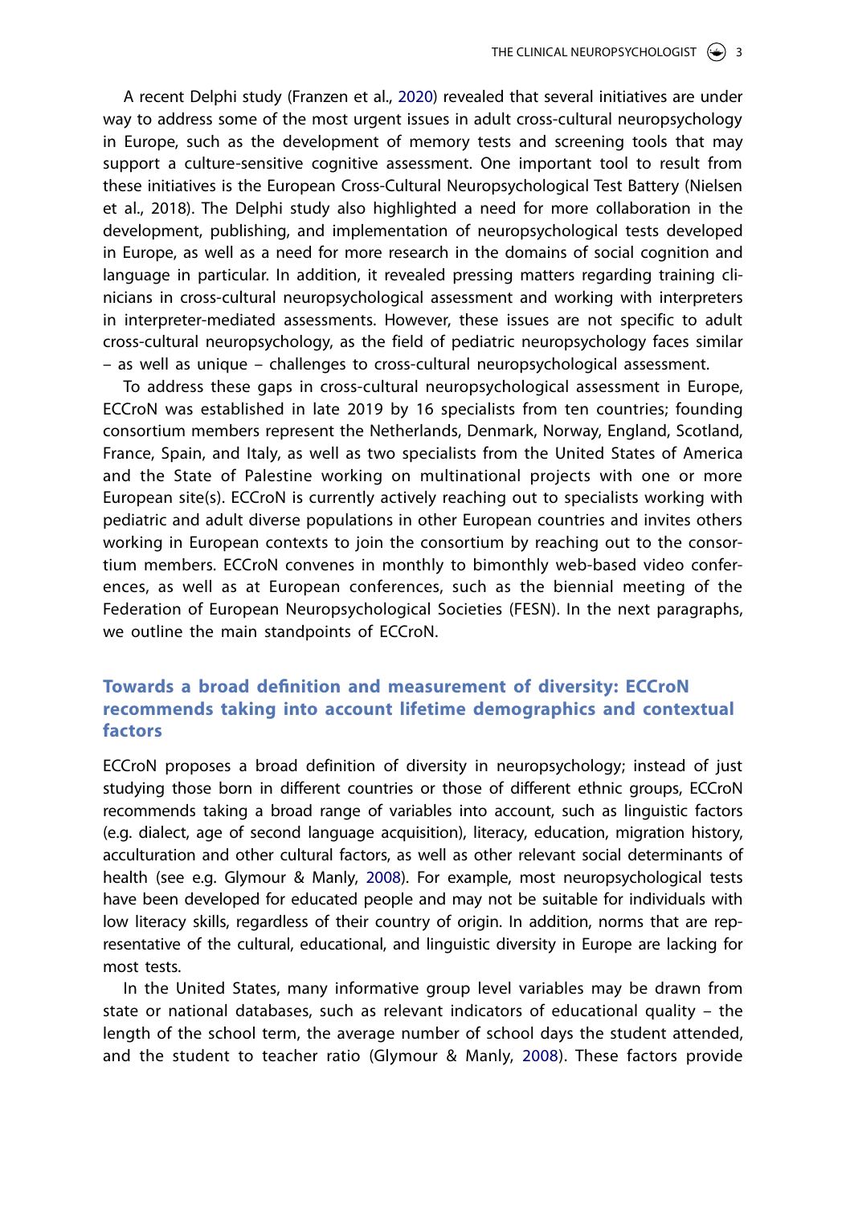A recent Delphi study (Franzen et al., 2020) revealed that several initiatives are under way to address some of the most urgent issues in adult cross-cultural neuropsychology in Europe, such as the development of memory tests and screening tools that may support a culture-sensitive cognitive assessment. One important tool to result from these initiatives is the European Cross-Cultural Neuropsychological Test Battery (Nielsen et al., 2018). The Delphi study also highlighted a need for more collaboration in the development, publishing, and implementation of neuropsychological tests developed in Europe, as well as a need for more research in the domains of social cognition and language in particular. In addition, it revealed pressing matters regarding training clinicians in cross-cultural neuropsychological assessment and working with interpreters in interpreter-mediated assessments. However, these issues are not specific to adult cross-cultural neuropsychology, as the field of pediatric neuropsychology faces similar – as well as unique – challenges to cross-cultural neuropsychological assessment.

To address these gaps in cross-cultural neuropsychological assessment in Europe, ECCroN was established in late 2019 by 16 specialists from ten countries; founding consortium members represent the Netherlands, Denmark, Norway, England, Scotland, France, Spain, and Italy, as well as two specialists from the United States of America and the State of Palestine working on multinational projects with one or more European site(s). ECCroN is currently actively reaching out to specialists working with pediatric and adult diverse populations in other European countries and invites others working in European contexts to join the consortium by reaching out to the consortium members. ECCroN convenes in monthly to bimonthly web-based video conferences, as well as at European conferences, such as the biennial meeting of the Federation of European Neuropsychological Societies (FESN). In the next paragraphs, we outline the main standpoints of ECCroN.

## Towards a broad definition and measurement of diversity: ECCroN recommends taking into account lifetime demographics and contextual factors

ECCroN proposes a broad definition of diversity in neuropsychology; instead of just studying those born in different countries or those of different ethnic groups, ECCroN recommends taking a broad range of variables into account, such as linguistic factors (e.g. dialect, age of second language acquisition), literacy, education, migration history, acculturation and other cultural factors, as well as other relevant social determinants of health (see e.g. Glymour & Manly, 2008). For example, most neuropsychological tests have been developed for educated people and may not be suitable for individuals with low literacy skills, regardless of their country of origin. In addition, norms that are representative of the cultural, educational, and linguistic diversity in Europe are lacking for most tests.

In the United States, many informative group level variables may be drawn from state or national databases, such as relevant indicators of educational quality – the length of the school term, the average number of school days the student attended, and the student to teacher ratio (Glymour & Manly, 2008). These factors provide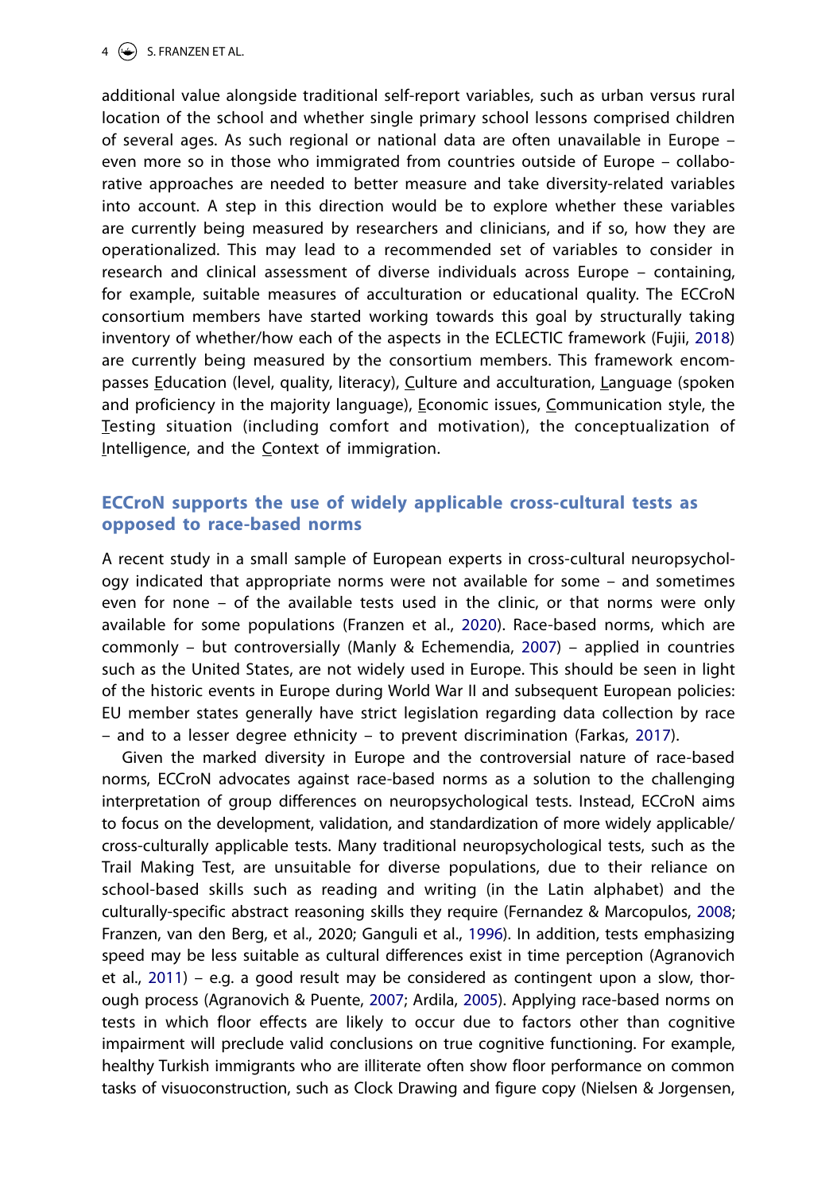additional value alongside traditional self-report variables, such as urban versus rural location of the school and whether single primary school lessons comprised children of several ages. As such regional or national data are often unavailable in Europe – even more so in those who immigrated from countries outside of Europe – collaborative approaches are needed to better measure and take diversity-related variables into account. A step in this direction would be to explore whether these variables are currently being measured by researchers and clinicians, and if so, how they are operationalized. This may lead to a recommended set of variables to consider in research and clinical assessment of diverse individuals across Europe – containing, for example, suitable measures of acculturation or educational quality. The ECCroN consortium members have started working towards this goal by structurally taking inventory of whether/how each of the aspects in the ECLECTIC framework (Fujii, 2018) are currently being measured by the consortium members. This framework encompasses Education (level, quality, literacy), Culture and acculturation, Language (spoken and proficiency in the majority language), Economic issues, Communication style, the Testing situation (including comfort and motivation), the conceptualization of Intelligence, and the Context of immigration.

## ECCroN supports the use of widely applicable cross-cultural tests as opposed to race-based norms

A recent study in a small sample of European experts in cross-cultural neuropsychology indicated that appropriate norms were not available for some – and sometimes even for none – of the available tests used in the clinic, or that norms were only available for some populations (Franzen et al., 2020). Race-based norms, which are commonly – but controversially (Manly & Echemendia, 2007) – applied in countries such as the United States, are not widely used in Europe. This should be seen in light of the historic events in Europe during World War II and subsequent European policies: EU member states generally have strict legislation regarding data collection by race – and to a lesser degree ethnicity – to prevent discrimination (Farkas, 2017).

Given the marked diversity in Europe and the controversial nature of race-based norms, ECCroN advocates against race-based norms as a solution to the challenging interpretation of group differences on neuropsychological tests. Instead, ECCroN aims to focus on the development, validation, and standardization of more widely applicable/cross-culturally applicable tests. Many traditional neuropsychological tests, such as the Trail Making Test, are unsuitable for diverse populations, due to their reliance on school-based skills such as reading and writing (in the Latin alphabet) and the culturally-specific abstract reasoning skills they require (Fernandez & Marcopulos, 2008; Franzen, van den Berg, et al., 2020; Ganguli et al., 1996). In addition, tests emphasizing speed may be less suitable as cultural differences exist in time perception (Agranovich et al., 2011) – e.g. a good result may be considered as contingent upon a slow, thorough process (Agranovich & Puente, 2007; Ardila, 2005). Applying race-based norms on tests in which floor effects are likely to occur due to factors other than cognitive impairment will preclude valid conclusions on true cognitive functioning. For example, healthy Turkish immigrants who are illiterate often show floor performance on common tasks of visuoconstruction, such as Clock Drawing and figure copy (Nielsen & Jorgensen,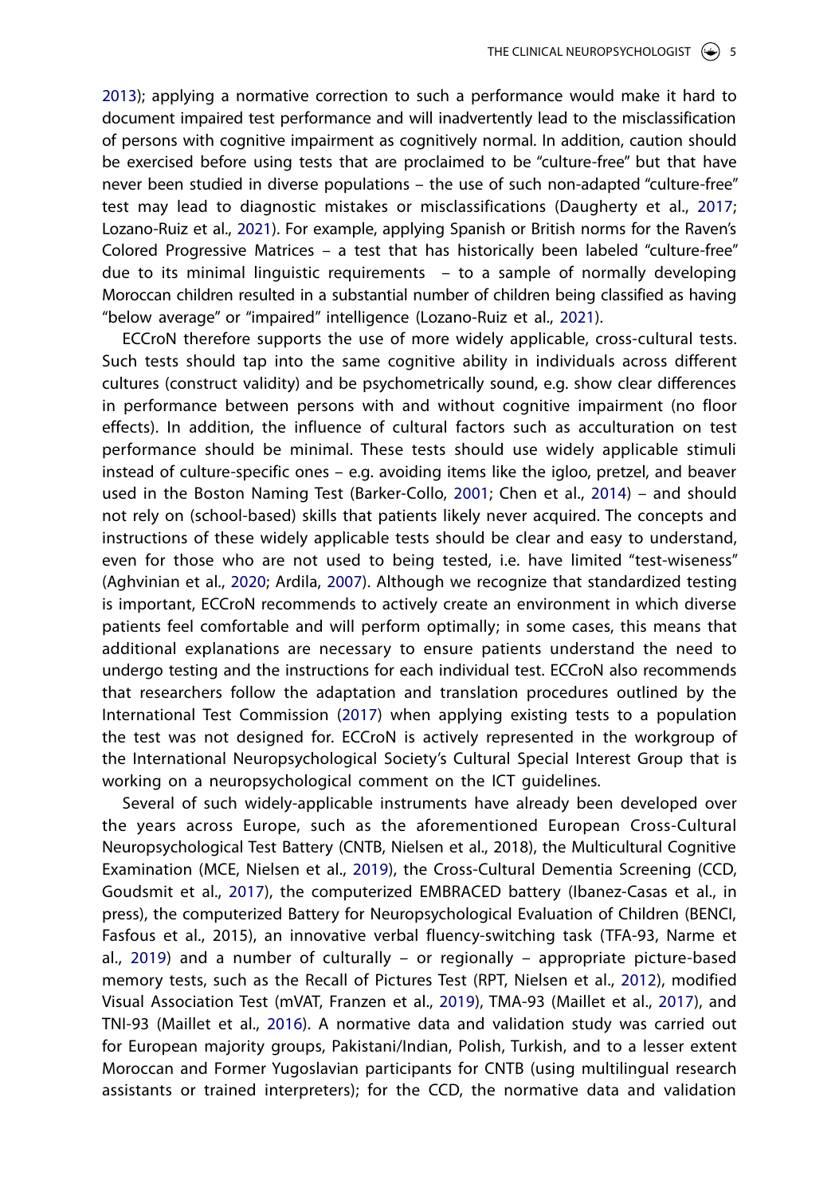2013); applying a normative correction to such a performance would make it hard to document impaired test performance and will inadvertently lead to the misclassification of persons with cognitive impairment as cognitively normal. In addition, caution should be exercised before using tests that are proclaimed to be "culture-free" but that have never been studied in diverse populations – the use of such non-adapted "culture-free" test may lead to diagnostic mistakes or misclassifications (Daugherty et al., 2017; Lozano-Ruiz et al., 2021). For example, applying Spanish or British norms for the Raven's Colored Progressive Matrices – a test that has historically been labeled "culture-free" due to its minimal linguistic requirements – to a sample of normally developing Moroccan children resulted in a substantial number of children being classified as having "below average" or "impaired" intelligence (Lozano-Ruiz et al., 2021).

ECCroN therefore supports the use of more widely applicable, cross-cultural tests. Such tests should tap into the same cognitive ability in individuals across different cultures (construct validity) and be psychometrically sound, e.g. show clear differences in performance between persons with and without cognitive impairment (no floor effects). In addition, the influence of cultural factors such as acculturation on test performance should be minimal. These tests should use widely applicable stimuli instead of culture-specific ones – e.g. avoiding items like the igloo, pretzel, and beaver used in the Boston Naming Test (Barker-Collo, 2001; Chen et al., 2014) – and should not rely on (school-based) skills that patients likely never acquired. The concepts and instructions of these widely applicable tests should be clear and easy to understand, even for those who are not used to being tested, i.e. have limited "test-wiseness" (Aghvinian et al., 2020; Ardila, 2007). Although we recognize that standardized testing is important, ECCroN recommends to actively create an environment in which diverse patients feel comfortable and will perform optimally; in some cases, this means that additional explanations are necessary to ensure patients understand the need to undergo testing and the instructions for each individual test. ECCroN also recommends that researchers follow the adaptation and translation procedures outlined by the International Test Commission (2017) when applying existing tests to a population the test was not designed for. ECCroN is actively represented in the workgroup of the International Neuropsychological Society's Cultural Special Interest Group that is working on a neuropsychological comment on the ICT guidelines.

Several of such widely-applicable instruments have already been developed over the years across Europe, such as the aforementioned European Cross-Cultural Neuropsychological Test Battery (CNTB, Nielsen et al., 2018), the Multicultural Cognitive Examination (MCE, Nielsen et al., 2019), the Cross-Cultural Dementia Screening (CCD, Goudsmit et al., 2017), the computerized EMBRACED battery (Ibanez-Casas et al., in press), the computerized Battery for Neuropsychological Evaluation of Children (BENCI, Fasfous et al., 2015), an innovative verbal fluency-switching task (TFA-93, Narme et al., 2019) and a number of culturally – or regionally – appropriate picture-based memory tests, such as the Recall of Pictures Test (RPT, Nielsen et al., 2012), modified Visual Association Test (mVAT, Franzen et al., 2019), TMA-93 (Maillet et al., 2017), and TNI-93 (Maillet et al., 2016). A normative data and validation study was carried out for European majority groups, Pakistani/Indian, Polish, Turkish, and to a lesser extent Moroccan and Former Yugoslavian participants for CNTB (using multilingual research assistants or trained interpreters); for the CCD, the normative data and validation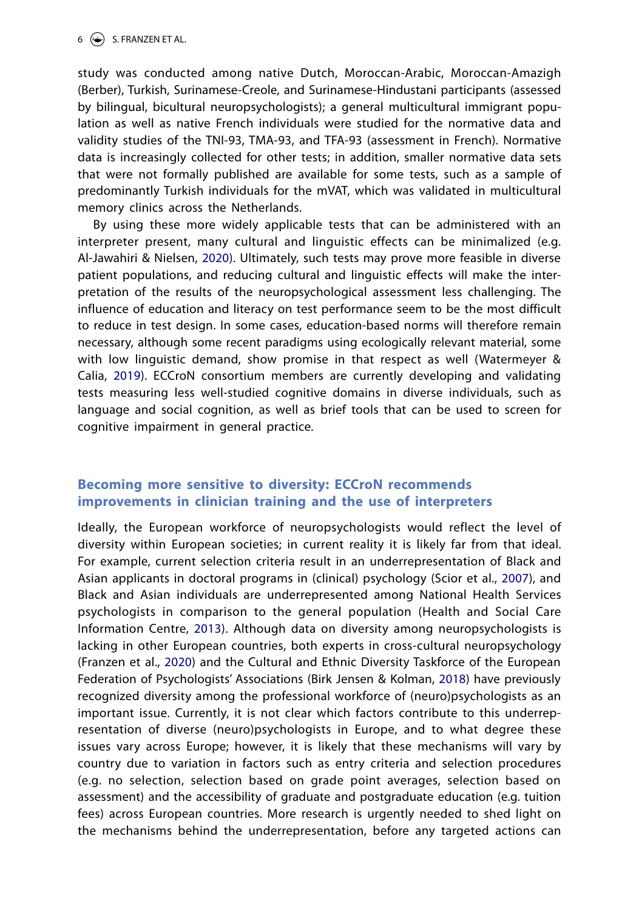study was conducted among native Dutch, Moroccan-Arabic, Moroccan-Amazigh (Berber), Turkish, Surinamese-Creole, and Surinamese-Hindustani participants (assessed by bilingual, bicultural neuropsychologists); a general multicultural immigrant population as well as native French individuals were studied for the normative data and validity studies of the TNI-93, TMA-93, and TFA-93 (assessment in French). Normative data is increasingly collected for other tests; in addition, smaller normative data sets that were not formally published are available for some tests, such as a sample of predominantly Turkish individuals for the mVAT, which was validated in multicultural memory clinics across the Netherlands.

By using these more widely applicable tests that can be administered with an interpreter present, many cultural and linguistic effects can be minimalized (e.g. Al-Jawahiri & Nielsen, 2020). Ultimately, such tests may prove more feasible in diverse patient populations, and reducing cultural and linguistic effects will make the interpretation of the results of the neuropsychological assessment less challenging. The influence of education and literacy on test performance seem to be the most difficult to reduce in test design. In some cases, education-based norms will therefore remain necessary, although some recent paradigms using ecologically relevant material, some with low linguistic demand, show promise in that respect as well (Watermeyer & Calia, 2019). ECCroN consortium members are currently developing and validating tests measuring less well-studied cognitive domains in diverse individuals, such as language and social cognition, as well as brief tools that can be used to screen for cognitive impairment in general practice.

## Becoming more sensitive to diversity: ECCroN recommends improvements in clinician training and the use of interpreters

Ideally, the European workforce of neuropsychologists would reflect the level of diversity within European societies; in current reality it is likely far from that ideal. For example, current selection criteria result in an underrepresentation of Black and Asian applicants in doctoral programs in (clinical) psychology (Scior et al., 2007), and Black and Asian individuals are underrepresented among National Health Services psychologists in comparison to the general population (Health and Social Care Information Centre, 2013). Although data on diversity among neuropsychologists is lacking in other European countries, both experts in cross-cultural neuropsychology (Franzen et al., 2020) and the Cultural and Ethnic Diversity Taskforce of the European Federation of Psychologists' Associations (Birk Jensen & Kolman, 2018) have previously recognized diversity among the professional workforce of (neuro)psychologists as an important issue. Currently, it is not clear which factors contribute to this underrepresentation of diverse (neuro)psychologists in Europe, and to what degree these issues vary across Europe; however, it is likely that these mechanisms will vary by country due to variation in factors such as entry criteria and selection procedures (e.g. no selection, selection based on grade point averages, selection based on assessment) and the accessibility of graduate and postgraduate education (e.g. tuition fees) across European countries. More research is urgently needed to shed light on the mechanisms behind the underrepresentation, before any targeted actions can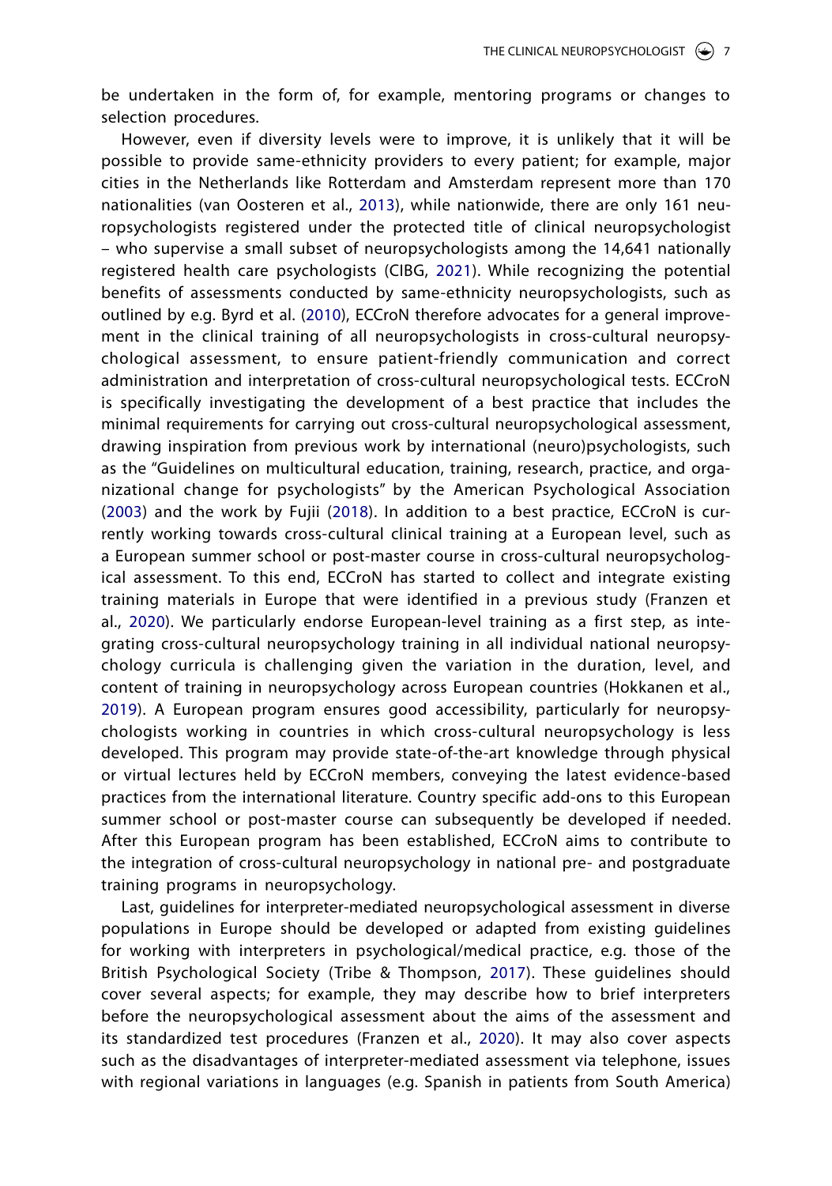be undertaken in the form of, for example, mentoring programs or changes to selection procedures.

However, even if diversity levels were to improve, it is unlikely that it will be possible to provide same-ethnicity providers to every patient; for example, major cities in the Netherlands like Rotterdam and Amsterdam represent more than 170 nationalities (van Oosteren et al., 2013), while nationwide, there are only 161 neuropsychologists registered under the protected title of clinical neuropsychologist – who supervise a small subset of neuropsychologists among the 14,641 nationally registered health care psychologists (CIBG, 2021). While recognizing the potential benefits of assessments conducted by same-ethnicity neuropsychologists, such as outlined by e.g. Byrd et al. (2010), ECCroN therefore advocates for a general improvement in the clinical training of all neuropsychologists in cross-cultural neuropsychological assessment, to ensure patient-friendly communication and correct administration and interpretation of cross-cultural neuropsychological tests. ECCroN is specifically investigating the development of a best practice that includes the minimal requirements for carrying out cross-cultural neuropsychological assessment, drawing inspiration from previous work by international (neuro)psychologists, such as the "Guidelines on multicultural education, training, research, practice, and organizational change for psychologists" by the American Psychological Association (2003) and the work by Fujii (2018). In addition to a best practice, ECCroN is currently working towards cross-cultural clinical training at a European level, such as a European summer school or post-master course in cross-cultural neuropsychological assessment. To this end, ECCroN has started to collect and integrate existing training materials in Europe that were identified in a previous study (Franzen et al., 2020). We particularly endorse European-level training as a first step, as integrating cross-cultural neuropsychology training in all individual national neuropsychology curricula is challenging given the variation in the duration, level, and content of training in neuropsychology across European countries (Hokkanen et al., 2019). A European program ensures good accessibility, particularly for neuropsychologists working in countries in which cross-cultural neuropsychology is less developed. This program may provide state-of-the-art knowledge through physical or virtual lectures held by ECCroN members, conveying the latest evidence-based practices from the international literature. Country specific add-ons to this European summer school or post-master course can subsequently be developed if needed. After this European program has been established, ECCroN aims to contribute to the integration of cross-cultural neuropsychology in national pre- and postgraduate training programs in neuropsychology.

Last, guidelines for interpreter-mediated neuropsychological assessment in diverse populations in Europe should be developed or adapted from existing guidelines for working with interpreters in psychological/medical practice, e.g. those of the British Psychological Society (Tribe & Thompson, 2017). These guidelines should cover several aspects; for example, they may describe how to brief interpreters before the neuropsychological assessment about the aims of the assessment and its standardized test procedures (Franzen et al., 2020). It may also cover aspects such as the disadvantages of interpreter-mediated assessment via telephone, issues with regional variations in languages (e.g. Spanish in patients from South America)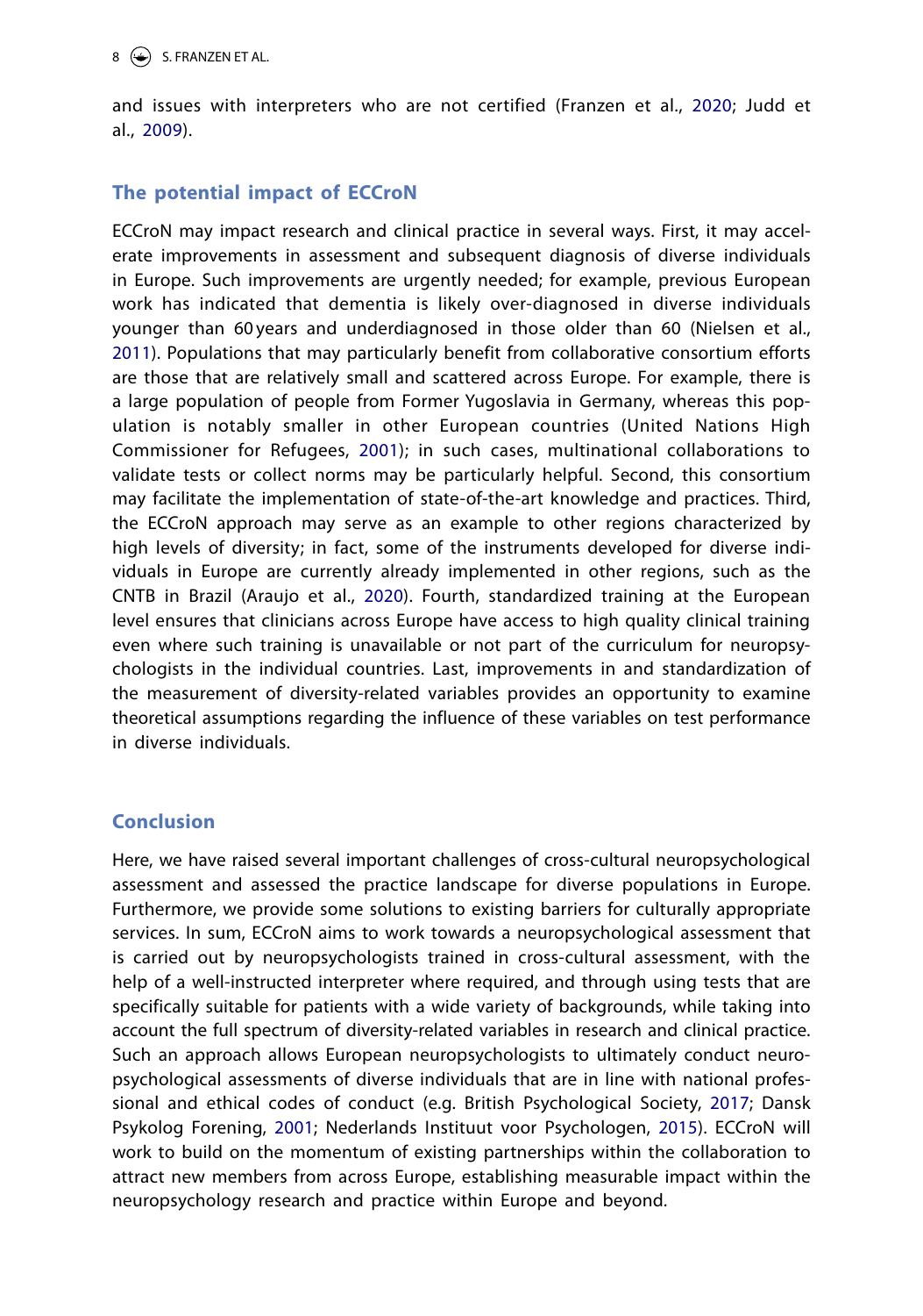and issues with interpreters who are not certified (Franzen et al., 2020; Judd et al., 2009).

## The potential impact of ECCroN

ECCroN may impact research and clinical practice in several ways. First, it may accelerate improvements in assessment and subsequent diagnosis of diverse individuals in Europe. Such improvements are urgently needed; for example, previous European work has indicated that dementia is likely over-diagnosed in diverse individuals younger than 60 years and underdiagnosed in those older than 60 (Nielsen et al., 2011). Populations that may particularly benefit from collaborative consortium efforts are those that are relatively small and scattered across Europe. For example, there is a large population of people from Former Yugoslavia in Germany, whereas this population is notably smaller in other European countries (United Nations High Commissioner for Refugees, 2001); in such cases, multinational collaborations to validate tests or collect norms may be particularly helpful. Second, this consortium may facilitate the implementation of state-of-the-art knowledge and practices. Third, the ECCroN approach may serve as an example to other regions characterized by high levels of diversity; in fact, some of the instruments developed for diverse individuals in Europe are currently already implemented in other regions, such as the CNTB in Brazil (Araujo et al., 2020). Fourth, standardized training at the European level ensures that clinicians across Europe have access to high quality clinical training even where such training is unavailable or not part of the curriculum for neuropsychologists in the individual countries. Last, improvements in and standardization of the measurement of diversity-related variables provides an opportunity to examine theoretical assumptions regarding the influence of these variables on test performance in diverse individuals.

## Conclusion

Here, we have raised several important challenges of cross-cultural neuropsychological assessment and assessed the practice landscape for diverse populations in Europe. Furthermore, we provide some solutions to existing barriers for culturally appropriate services. In sum, ECCroN aims to work towards a neuropsychological assessment that is carried out by neuropsychologists trained in cross-cultural assessment, with the help of a well-instructed interpreter where required, and through using tests that are specifically suitable for patients with a wide variety of backgrounds, while taking into account the full spectrum of diversity-related variables in research and clinical practice. Such an approach allows European neuropsychologists to ultimately conduct neuropsychological assessments of diverse individuals that are in line with national professional and ethical codes of conduct (e.g. British Psychological Society, 2017; Dansk Psykolog Forening, 2001; Nederlands Instituut voor Psychologen, 2015). ECCroN will work to build on the momentum of existing partnerships within the collaboration to attract new members from across Europe, establishing measurable impact within the neuropsychology research and practice within Europe and beyond.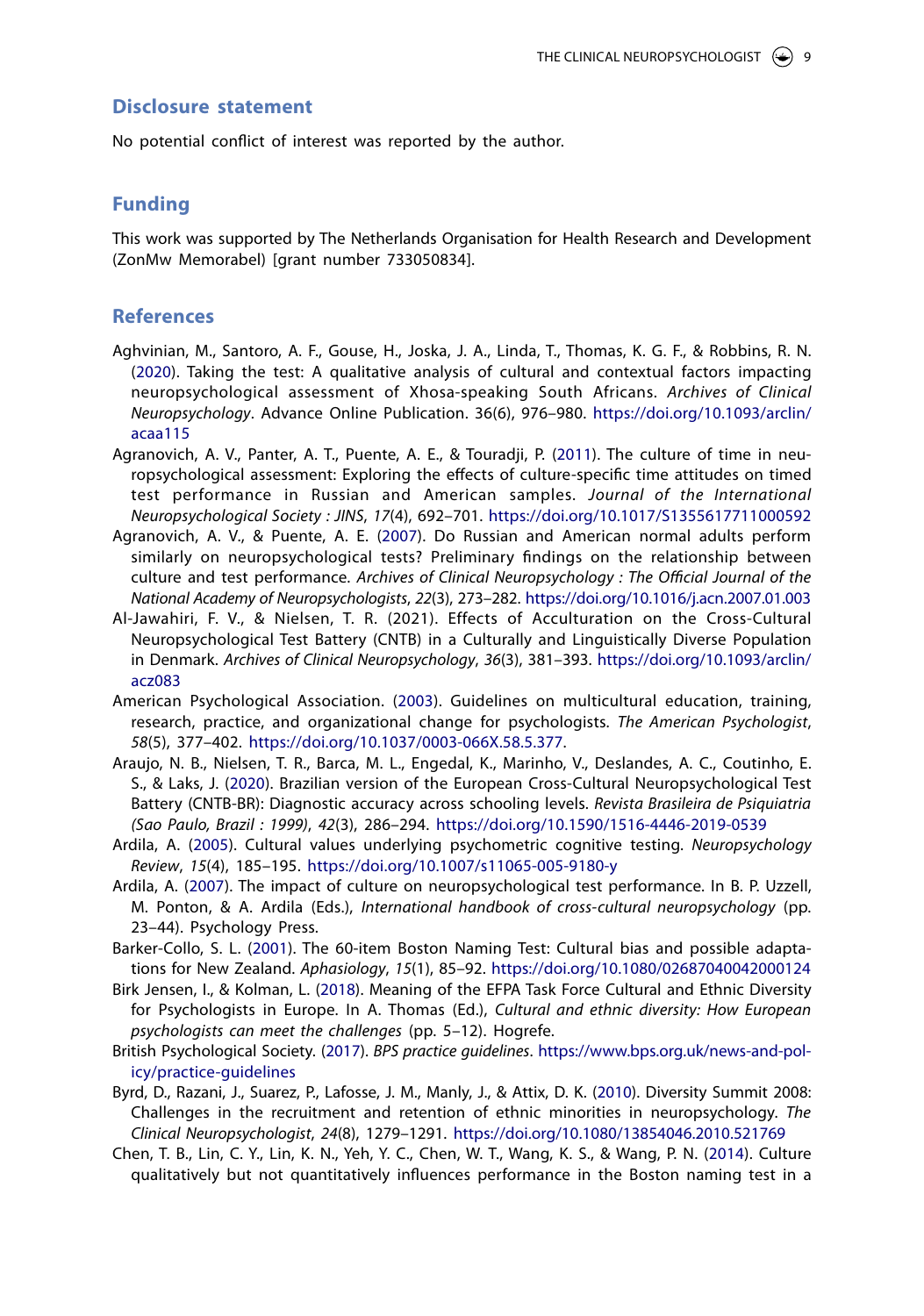## Disclosure statement

No potential conflict of interest was reported by the author.

## Funding

This work was supported by The Netherlands Organisation for Health Research and Development (ZonMw Memorabel) [grant number 733050834].

## References

Aghvinian, M., Santoro, A. F., Gouse, H., Joska, J. A., Linda, T., Thomas, K. G. F., & Robbins, R. N. (2020). Taking the test: A qualitative analysis of cultural and contextual factors impacting neuropsychological assessment of Xhosa-speaking South Africans. *Archives of Clinical Neuropsychology*. Advance Online Publication. 36(6), 976–980. https://doi.org/10.1093/arclin/acaa115

Agranovich, A. V., Panter, A. T., Puente, A. E., & Touradji, P. (2011). The culture of time in neuropsychological assessment: Exploring the effects of culture-specific time attitudes on timed test performance in Russian and American samples. *Journal of the International Neuropsychological Society : JINS*, *17*(4), 692–701. https://doi.org/10.1017/S1355617711000592

Agranovich, A. V., & Puente, A. E. (2007). Do Russian and American normal adults perform similarly on neuropsychological tests? Preliminary findings on the relationship between culture and test performance. *Archives of Clinical Neuropsychology : The Official Journal of the National Academy of Neuropsychologists*, *22*(3), 273–282. https://doi.org/10.1016/j.acn.2007.01.003

Al-Jawahiri, F. V., & Nielsen, T. R. (2021). Effects of Acculturation on the Cross-Cultural Neuropsychological Test Battery (CNTB) in a Culturally and Linguistically Diverse Population in Denmark. *Archives of Clinical Neuropsychology*, *36*(3), 381–393. https://doi.org/10.1093/arclin/acz083

American Psychological Association. (2003). Guidelines on multicultural education, training, research, practice, and organizational change for psychologists. *The American Psychologist*, *58*(5), 377–402. https://doi.org/10.1037/0003-066X.58.5.377.

Araujo, N. B., Nielsen, T. R., Barca, M. L., Engedal, K., Marinho, V., Deslandes, A. C., Coutinho, E. S., & Laks, J. (2020). Brazilian version of the European Cross-Cultural Neuropsychological Test Battery (CNTB-BR): Diagnostic accuracy across schooling levels. *Revista Brasileira de Psiquiatria (Sao Paulo, Brazil : 1999)*, *42*(3), 286–294. https://doi.org/10.1590/1516-4446-2019-0539

Ardila, A. (2005). Cultural values underlying psychometric cognitive testing. *Neuropsychology Review*, *15*(4), 185–195. https://doi.org/10.1007/s11065-005-9180-y

Ardila, A. (2007). The impact of culture on neuropsychological test performance. In B. P. Uzzell, M. Ponton, & A. Ardila (Eds.), *International handbook of cross-cultural neuropsychology* (pp. 23–44). Psychology Press.

Barker-Collo, S. L. (2001). The 60-item Boston Naming Test: Cultural bias and possible adaptations for New Zealand. *Aphasiology*, *15*(1), 85–92. https://doi.org/10.1080/02687040042000124

Birk Jensen, I., & Kolman, L. (2018). Meaning of the EFPA Task Force Cultural and Ethnic Diversity for Psychologists in Europe. In A. Thomas (Ed.), *Cultural and ethnic diversity: How European psychologists can meet the challenges* (pp. 5–12). Hogrefe.

British Psychological Society. (2017). *BPS practice guidelines*. https://www.bps.org.uk/news-and-policy/practice-guidelines

Byrd, D., Razani, J., Suarez, P., Lafosse, J. M., Manly, J., & Attix, D. K. (2010). Diversity Summit 2008: Challenges in the recruitment and retention of ethnic minorities in neuropsychology. *The Clinical Neuropsychologist*, *24*(8), 1279–1291. https://doi.org/10.1080/13854046.2010.521769

Chen, T. B., Lin, C. Y., Lin, K. N., Yeh, Y. C., Chen, W. T., Wang, K. S., & Wang, P. N. (2014). Culture qualitatively but not quantitatively influences performance in the Boston naming test in a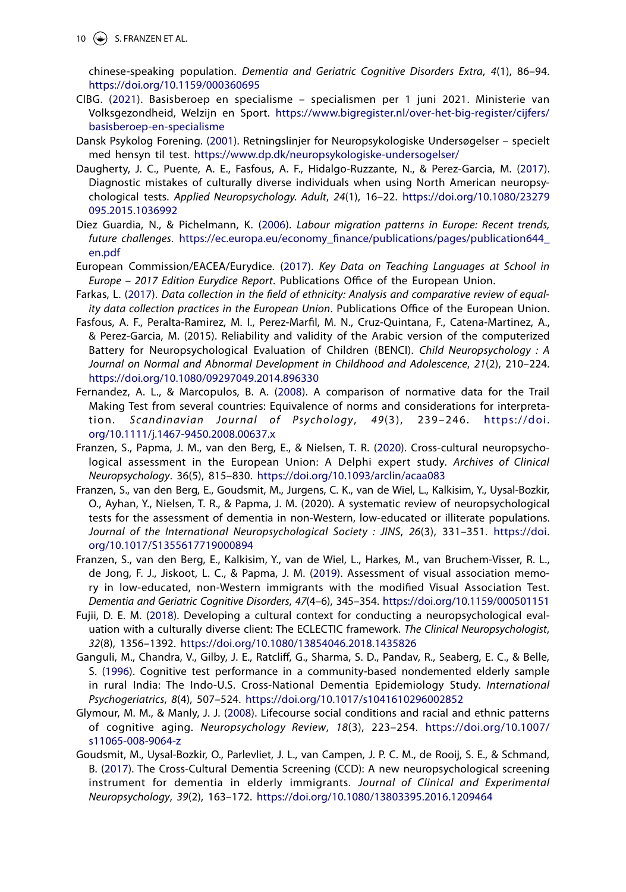chinese-speaking population. *Dementia and Geriatric Cognitive Disorders Extra*, *4*(1), 86–94. https://doi.org/10.1159/000360695

CIBG. (2021). Basisberoep en specialisme – specialismen per 1 juni 2021. Ministerie van Volksgezondheid, Welzijn en Sport. https://www.bigregister.nl/over-het-big-register/cijfers/basisberoep-en-specialisme

Dansk Psykolog Forening. (2001). Retningslinjer for Neuropsykologiske Undersøgelser – specielt med hensyn til test. https://www.dp.dk/neuropsykologiske-undersogelser/

Daugherty, J. C., Puente, A. E., Fasfous, A. F., Hidalgo-Ruzzante, N., & Perez-Garcia, M. (2017). Diagnostic mistakes of culturally diverse individuals when using North American neuropsychological tests. *Applied Neuropsychology. Adult*, *24*(1), 16–22. https://doi.org/10.1080/23279095.2015.1036992

Diez Guardia, N., & Pichelmann, K. (2006). *Labour migration patterns in Europe: Recent trends, future challenges*. https://ec.europa.eu/economy_finance/publications/pages/publication644_en.pdf

European Commission/EACEA/Eurydice. (2017). *Key Data on Teaching Languages at School in Europe – 2017 Edition Eurydice Report*. Publications Office of the European Union.

Farkas, L. (2017). *Data collection in the field of ethnicity: Analysis and comparative review of equality data collection practices in the European Union*. Publications Office of the European Union.

Fasfous, A. F., Peralta-Ramirez, M. I., Perez-Marfil, M. N., Cruz-Quintana, F., Catena-Martinez, A., & Perez-Garcia, M. (2015). Reliability and validity of the Arabic version of the computerized Battery for Neuropsychological Evaluation of Children (BENCI). *Child Neuropsychology : A Journal on Normal and Abnormal Development in Childhood and Adolescence*, *21*(2), 210–224. https://doi.org/10.1080/09297049.2014.896330

Fernandez, A. L., & Marcopulos, B. A. (2008). A comparison of normative data for the Trail Making Test from several countries: Equivalence of norms and considerations for interpretation. *Scandinavian Journal of Psychology*, *49*(3), 239–246. https://doi.org/10.1111/j.1467-9450.2008.00637.x

Franzen, S., Papma, J. M., van den Berg, E., & Nielsen, T. R. (2020). Cross-cultural neuropsychological assessment in the European Union: A Delphi expert study. *Archives of Clinical Neuropsychology*. 36(5), 815–830. https://doi.org/10.1093/arclin/acaa083

Franzen, S., van den Berg, E., Goudsmit, M., Jurgens, C. K., van de Wiel, L., Kalkisim, Y., Uysal-Bozkir, O., Ayhan, Y., Nielsen, T. R., & Papma, J. M. (2020). A systematic review of neuropsychological tests for the assessment of dementia in non-Western, low-educated or illiterate populations. *Journal of the International Neuropsychological Society : JINS*, *26*(3), 331–351. https://doi.org/10.1017/S1355617719000894

Franzen, S., van den Berg, E., Kalkisim, Y., van de Wiel, L., Harkes, M., van Bruchem-Visser, R. L., de Jong, F. J., Jiskoot, L. C., & Papma, J. M. (2019). Assessment of visual association memory in low-educated, non-Western immigrants with the modified Visual Association Test. *Dementia and Geriatric Cognitive Disorders*, *47*(4–6), 345–354. https://doi.org/10.1159/000501151

Fujii, D. E. M. (2018). Developing a cultural context for conducting a neuropsychological evaluation with a culturally diverse client: The ECLECTIC framework. *The Clinical Neuropsychologist*, *32*(8), 1356–1392. https://doi.org/10.1080/13854046.2018.1435826

Ganguli, M., Chandra, V., Gilby, J. E., Ratcliff, G., Sharma, S. D., Pandav, R., Seaberg, E. C., & Belle, S. (1996). Cognitive test performance in a community-based nondemented elderly sample in rural India: The Indo-U.S. Cross-National Dementia Epidemiology Study. *International Psychogeriatrics*, *8*(4), 507–524. https://doi.org/10.1017/s1041610296002852

Glymour, M. M., & Manly, J. J. (2008). Lifecourse social conditions and racial and ethnic patterns of cognitive aging. *Neuropsychology Review*, *18*(3), 223–254. https://doi.org/10.1007/s11065-008-9064-z

Goudsmit, M., Uysal-Bozkir, O., Parlevliet, J. L., van Campen, J. P. C. M., de Rooij, S. E., & Schmand, B. (2017). The Cross-Cultural Dementia Screening (CCD): A new neuropsychological screening instrument for dementia in elderly immigrants. *Journal of Clinical and Experimental Neuropsychology*, *39*(2), 163–172. https://doi.org/10.1080/13803395.2016.1209464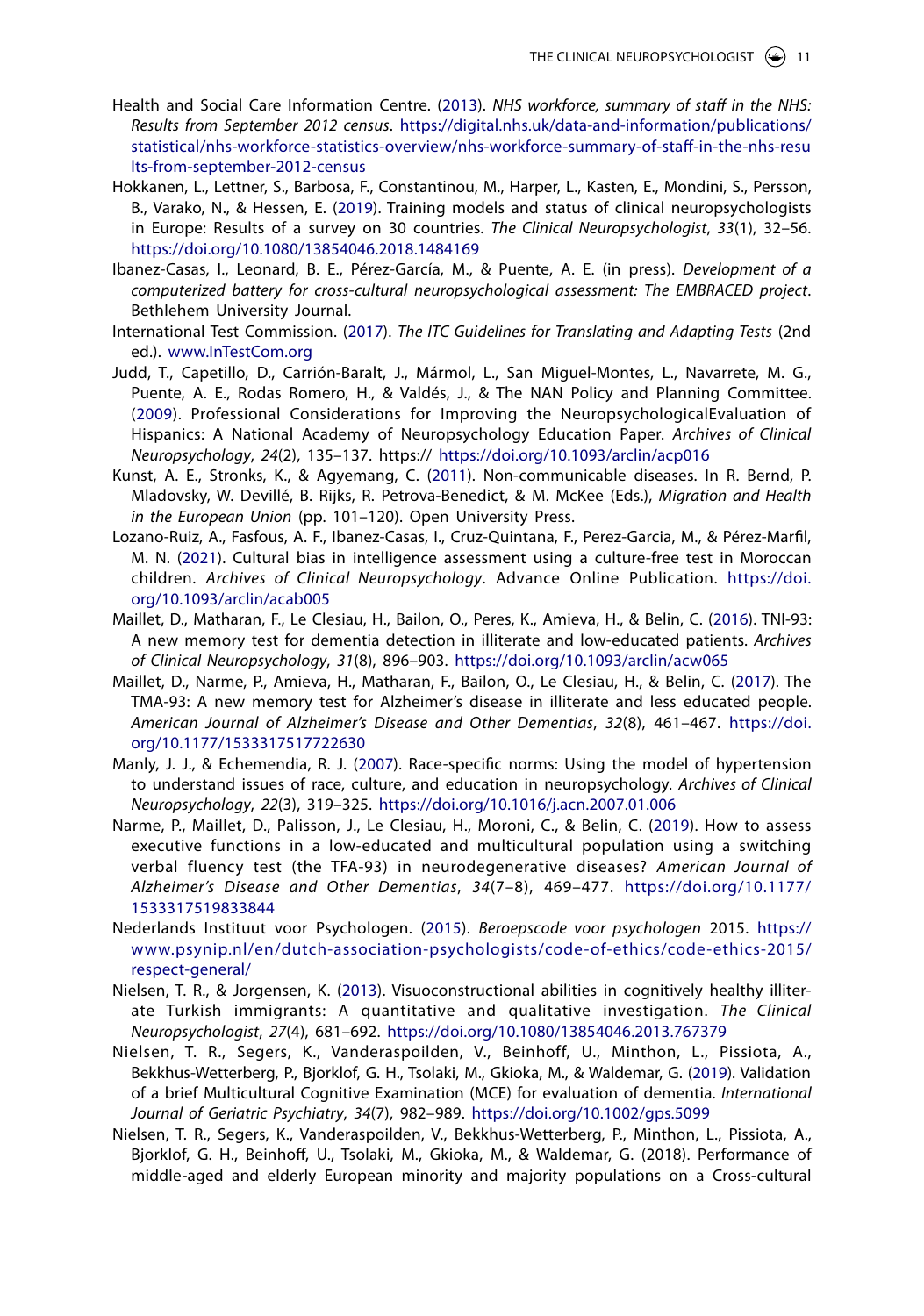Health and Social Care Information Centre. (2013). *NHS workforce, summary of staff in the NHS: Results from September 2012 census*. https://digital.nhs.uk/data-and-information/publications/statistical/nhs-workforce-statistics-overview/nhs-workforce-summary-of-staff-in-the-nhs-results-from-september-2012-census

Hokkanen, L., Lettner, S., Barbosa, F., Constantinou, M., Harper, L., Kasten, E., Mondini, S., Persson, B., Varako, N., & Hessen, E. (2019). Training models and status of clinical neuropsychologists in Europe: Results of a survey on 30 countries. *The Clinical Neuropsychologist*, *33*(1), 32–56. https://doi.org/10.1080/13854046.2018.1484169

Ibanez-Casas, I., Leonard, B. E., Pérez-García, M., & Puente, A. E. (in press). *Development of a computerized battery for cross-cultural neuropsychological assessment: The EMBRACED project*. Bethlehem University Journal.

International Test Commission. (2017). *The ITC Guidelines for Translating and Adapting Tests* (2nd ed.). www.InTestCom.org

Judd, T., Capetillo, D., Carrión-Baralt, J., Mármol, L., San Miguel-Montes, L., Navarrete, M. G., Puente, A. E., Rodas Romero, H., & Valdés, J., & The NAN Policy and Planning Committee. (2009). Professional Considerations for Improving the NeuropsychologicalEvaluation of Hispanics: A National Academy of Neuropsychology Education Paper. *Archives of Clinical Neuropsychology*, *24*(2), 135–137. https:// https://doi.org/10.1093/arclin/acp016

Kunst, A. E., Stronks, K., & Agyemang, C. (2011). Non-communicable diseases. In R. Bernd, P. Mladovsky, W. Devillé, B. Rijks, R. Petrova-Benedict, & M. McKee (Eds.), *Migration and Health in the European Union* (pp. 101–120). Open University Press.

Lozano-Ruiz, A., Fasfous, A. F., Ibanez-Casas, I., Cruz-Quintana, F., Perez-Garcia, M., & Pérez-Marfil, M. N. (2021). Cultural bias in intelligence assessment using a culture-free test in Moroccan children. *Archives of Clinical Neuropsychology*. Advance Online Publication. https://doi.org/10.1093/arclin/acab005

Maillet, D., Matharan, F., Le Clesiau, H., Bailon, O., Peres, K., Amieva, H., & Belin, C. (2016). TNI-93: A new memory test for dementia detection in illiterate and low-educated patients. *Archives of Clinical Neuropsychology*, *31*(8), 896–903. https://doi.org/10.1093/arclin/acw065

Maillet, D., Narme, P., Amieva, H., Matharan, F., Bailon, O., Le Clesiau, H., & Belin, C. (2017). The TMA-93: A new memory test for Alzheimer's disease in illiterate and less educated people. *American Journal of Alzheimer's Disease and Other Dementias*, *32*(8), 461–467. https://doi.org/10.1177/1533317517722630

Manly, J. J., & Echemendia, R. J. (2007). Race-specific norms: Using the model of hypertension to understand issues of race, culture, and education in neuropsychology. *Archives of Clinical Neuropsychology*, *22*(3), 319–325. https://doi.org/10.1016/j.acn.2007.01.006

Narme, P., Maillet, D., Palisson, J., Le Clesiau, H., Moroni, C., & Belin, C. (2019). How to assess executive functions in a low-educated and multicultural population using a switching verbal fluency test (the TFA-93) in neurodegenerative diseases? *American Journal of Alzheimer's Disease and Other Dementias*, *34*(7–8), 469–477. https://doi.org/10.1177/1533317519833844

Nederlands Instituut voor Psychologen. (2015). *Beroepscode voor psychologen* 2015. https://www.psynip.nl/en/dutch-association-psychologists/code-of-ethics/code-ethics-2015/respect-general/

Nielsen, T. R., & Jorgensen, K. (2013). Visuoconstructional abilities in cognitively healthy illiterate Turkish immigrants: A quantitative and qualitative investigation. *The Clinical Neuropsychologist*, *27*(4), 681–692. https://doi.org/10.1080/13854046.2013.767379

Nielsen, T. R., Segers, K., Vanderaspoilden, V., Beinhoff, U., Minthon, L., Pissiota, A., Bekkhus-Wetterberg, P., Bjorklof, G. H., Tsolaki, M., Gkioka, M., & Waldemar, G. (2019). Validation of a brief Multicultural Cognitive Examination (MCE) for evaluation of dementia. *International Journal of Geriatric Psychiatry*, *34*(7), 982–989. https://doi.org/10.1002/gps.5099

Nielsen, T. R., Segers, K., Vanderaspoilden, V., Bekkhus-Wetterberg, P., Minthon, L., Pissiota, A., Bjorklof, G. H., Beinhoff, U., Tsolaki, M., Gkioka, M., & Waldemar, G. (2018). Performance of middle-aged and elderly European minority and majority populations on a Cross-cultural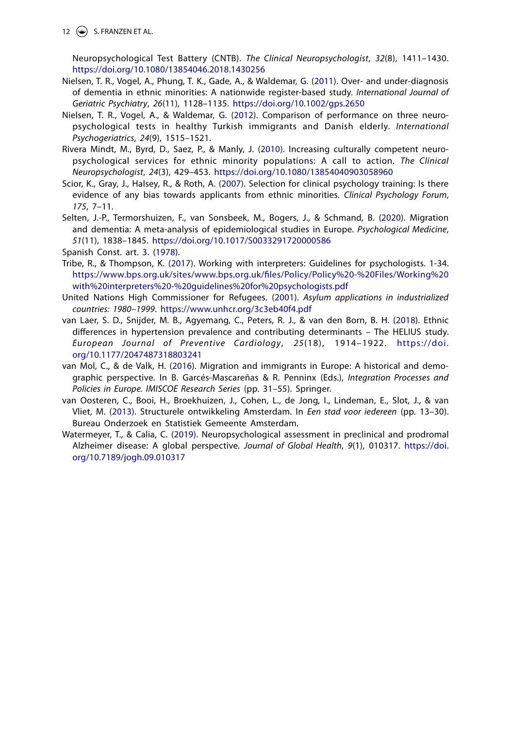Neuropsychological Test Battery (CNTB). *The Clinical Neuropsychologist*, *32*(8), 1411–1430. https://doi.org/10.1080/13854046.2018.1430256

Nielsen, T. R., Vogel, A., Phung, T. K., Gade, A., & Waldemar, G. (2011). Over- and under-diagnosis of dementia in ethnic minorities: A nationwide register-based study. *International Journal of Geriatric Psychiatry*, *26*(11), 1128–1135. https://doi.org/10.1002/gps.2650

Nielsen, T. R., Vogel, A., & Waldemar, G. (2012). Comparison of performance on three neuropsychological tests in healthy Turkish immigrants and Danish elderly. *International Psychogeriatrics*, *24*(9), 1515–1521.

Rivera Mindt, M., Byrd, D., Saez, P., & Manly, J. (2010). Increasing culturally competent neuropsychological services for ethnic minority populations: A call to action. *The Clinical Neuropsychologist*, *24*(3), 429–453. https://doi.org/10.1080/13854040903058960

Scior, K., Gray, J., Halsey, R., & Roth, A. (2007). Selection for clinical psychology training: Is there evidence of any bias towards applicants from ethnic minorities. *Clinical Psychology Forum*, *175*, 7–11.

Selten, J.-P., Termorshuizen, F., van Sonsbeek, M., Bogers, J., & Schmand, B. (2020). Migration and dementia: A meta-analysis of epidemiological studies in Europe. *Psychological Medicine*, *51*(11), 1838–1845. https://doi.org/10.1017/S0033291720000586

Spanish Const. art. 3. (1978).

Tribe, R., & Thompson, K. (2017). Working with interpreters: Guidelines for psychologists. 1-34. https://www.bps.org.uk/sites/www.bps.org.uk/files/Policy/Policy%20-%20Files/Working%20with%20interpreters%20-%20guidelines%20for%20psychologists.pdf

United Nations High Commissioner for Refugees. (2001). *Asylum applications in industrialized countries: 1980–1999*. https://www.unhcr.org/3c3eb40f4.pdf

van Laer, S. D., Snijder, M. B., Agyemang, C., Peters, R. J., & van den Born, B. H. (2018). Ethnic differences in hypertension prevalence and contributing determinants – The HELIUS study. *European Journal of Preventive Cardiology*, *25*(18), 1914–1922. https://doi.org/10.1177/2047487318803241

van Mol, C., & de Valk, H. (2016). Migration and immigrants in Europe: A historical and demographic perspective. In B. Garcés-Mascareñas & R. Penninx (Eds.), *Integration Processes and Policies in Europe. IMISCOE Research Series* (pp. 31–55). Springer.

van Oosteren, C., Booi, H., Broekhuizen, J., Cohen, L., de Jong, I., Lindeman, E., Slot, J., & van Vliet, M. (2013). Structurele ontwikkeling Amsterdam. In *Een stad voor iedereen* (pp. 13–30). Bureau Onderzoek en Statistiek Gemeente Amsterdam.

Watermeyer, T., & Calia, C. (2019). Neuropsychological assessment in preclinical and prodromal Alzheimer disease: A global perspective. *Journal of Global Health*, *9*(1), 010317. https://doi.org/10.7189/jogh.09.010317